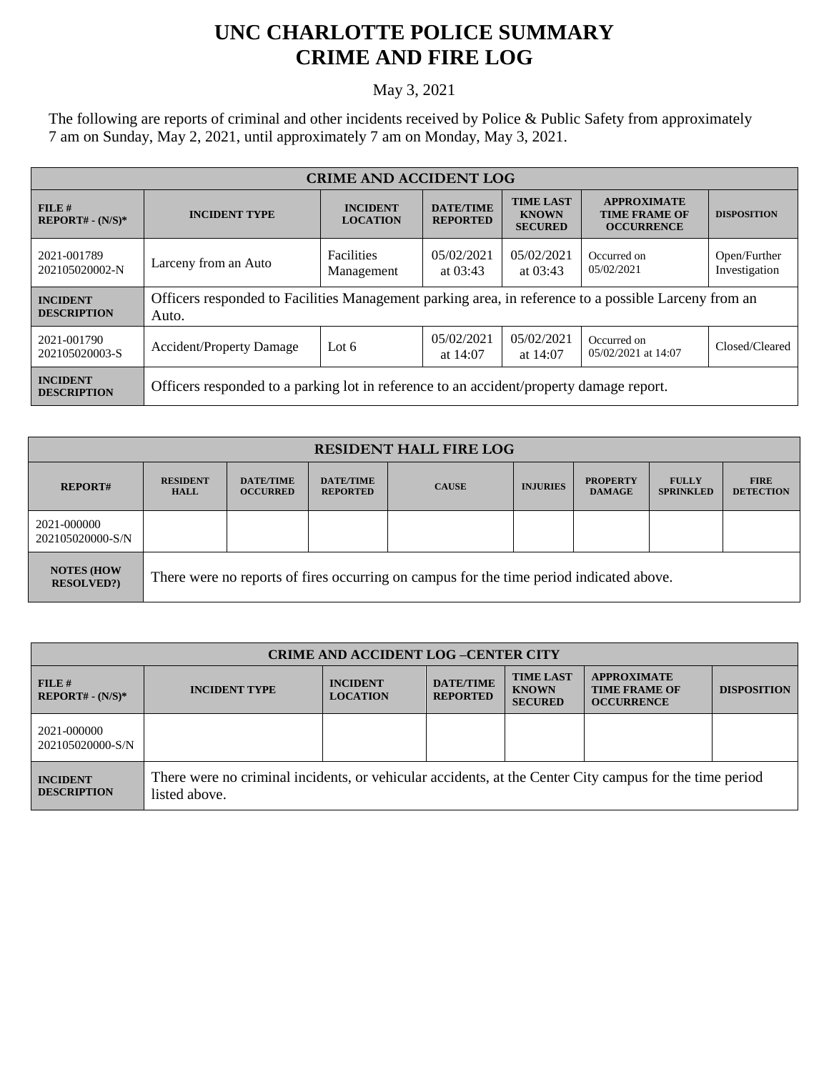# UNC CHARLOTTE POLICE SUMMARY
# CRIME AND FIRE LOG

May 3, 2021

The following are reports of criminal and other incidents received by Police & Public Safety from approximately 7 am on Sunday, May 2, 2021, until approximately 7 am on Monday, May 3, 2021.

| CRIME AND ACCIDENT LOG | | | | | | |
|---|---|---|---|---|---|---|
| **FILE # REPORT# - (N/S)*** | **INCIDENT TYPE** | **INCIDENT LOCATION** | **DATE/TIME REPORTED** | **TIME LAST KNOWN SECURED** | **APPROXIMATE TIME FRAME OF OCCURRENCE** | **DISPOSITION** |
| 2021-001789 202105020002-N | Larceny from an Auto | Facilities Management | 05/02/2021 at 03:43 | 05/02/2021 at 03:43 | Occurred on 05/02/2021 | Open/Further Investigation |
| **INCIDENT DESCRIPTION** | Officers responded to Facilities Management parking area, in reference to a possible Larceny from an Auto. | | | | | |
| 2021-001790 202105020003-S | Accident/Property Damage | Lot 6 | 05/02/2021 at 14:07 | 05/02/2021 at 14:07 | Occurred on 05/02/2021 at 14:07 | Closed/Cleared |
| **INCIDENT DESCRIPTION** | Officers responded to a parking lot in reference to an accident/property damage report. | | | | | |

| RESIDENT HALL FIRE LOG | | | | | | | | |
|---|---|---|---|---|---|---|---|---|
| **REPORT#** | **RESIDENT HALL** | **DATE/TIME OCCURRED** | **DATE/TIME REPORTED** | **CAUSE** | **INJURIES** | **PROPERTY DAMAGE** | **FULLY SPRINKLED** | **FIRE DETECTION** |
| 2021-000000 202105020000-S/N | | | | | | | | |
| **NOTES (HOW RESOLVED?)** | There were no reports of fires occurring on campus for the time period indicated above. | | | | | | | |

| CRIME AND ACCIDENT LOG –CENTER CITY | | | | | | |
|---|---|---|---|---|---|---|
| **FILE # REPORT# - (N/S)*** | **INCIDENT TYPE** | **INCIDENT LOCATION** | **DATE/TIME REPORTED** | **TIME LAST KNOWN SECURED** | **APPROXIMATE TIME FRAME OF OCCURRENCE** | **DISPOSITION** |
| 2021-000000 202105020000-S/N | | | | | | |
| **INCIDENT DESCRIPTION** | There were no criminal incidents, or vehicular accidents, at the Center City campus for the time period listed above. | | | | | |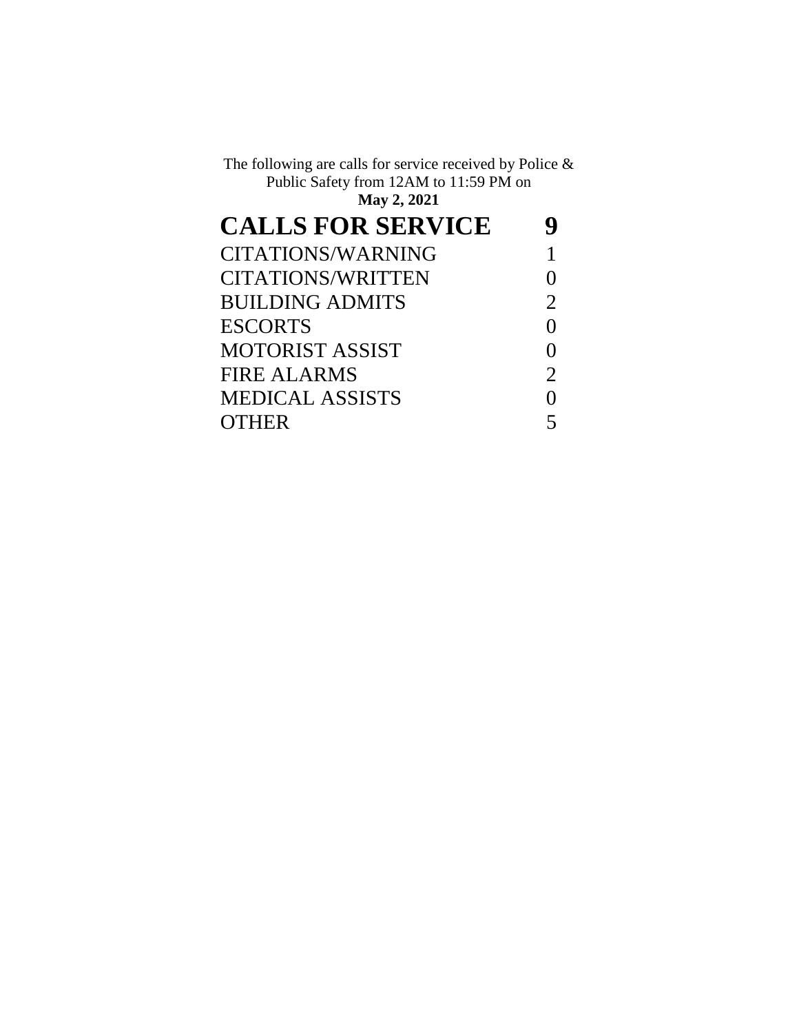The following are calls for service received by Police & Public Safety from 12AM to 11:59 PM on

**May 2, 2021**

| | |
|---|---|
| **CALLS FOR SERVICE** | **9** |
| CITATIONS/WARNING | 1 |
| CITATIONS/WRITTEN | 0 |
| BUILDING ADMITS | 2 |
| ESCORTS | 0 |
| MOTORIST ASSIST | 0 |
| FIRE ALARMS | 2 |
| MEDICAL ASSISTS | 0 |
| OTHER | 5 |